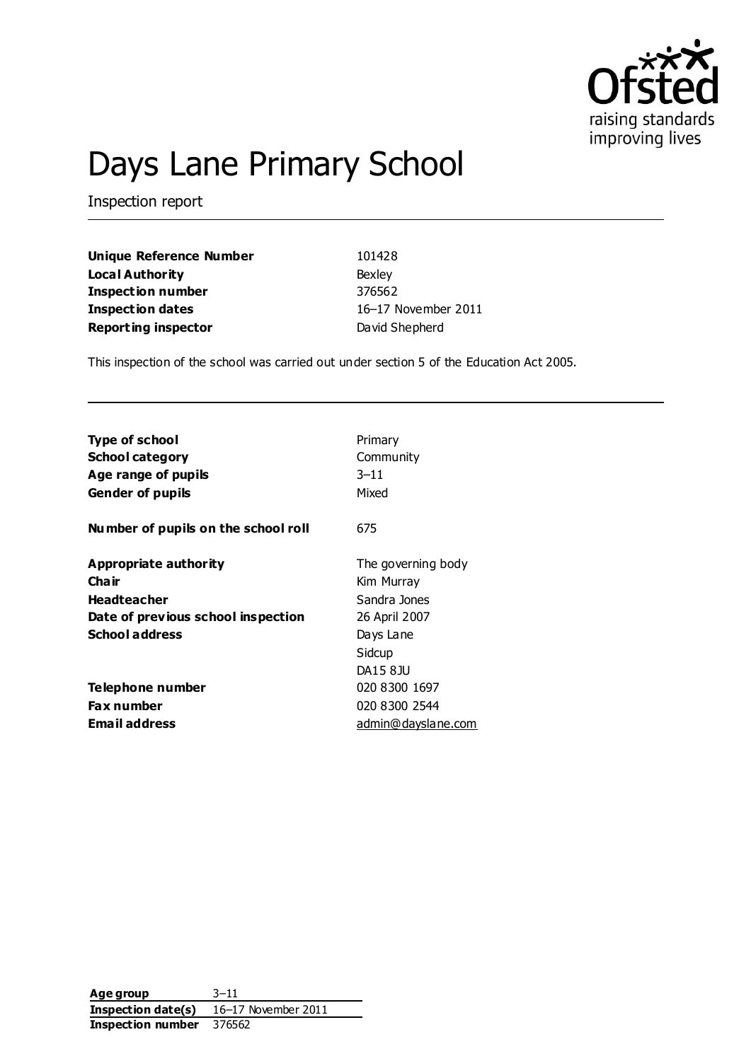# Days Lane Primary School

Inspection report

| | |
|---|---|
| **Unique Reference Number** | 101428 |
| **Local Authority** | Bexley |
| **Inspection number** | 376562 |
| **Inspection dates** | 16–17 November 2011 |
| **Reporting inspector** | David Shepherd |

This inspection of the school was carried out under section 5 of the Education Act 2005.

| | |
|---|---|
| **Type of school** | Primary |
| **School category** | Community |
| **Age range of pupils** | 3–11 |
| **Gender of pupils** | Mixed |
| **Number of pupils on the school roll** | 675 |
| **Appropriate authority** | The governing body |
| **Chair** | Kim Murray |
| **Headteacher** | Sandra Jones |
| **Date of previous school inspection** | 26 April 2007 |
| **School address** | Days Lane<br>Sidcup<br>DA15 8JU |
| **Telephone number** | 020 8300 1697 |
| **Fax number** | 020 8300 2544 |
| **Email address** | admin@dayslane.com |

| | |
|---|---|
| **Age group** | 3–11 |
| **Inspection date(s)** | 16–17 November 2011 |
| **Inspection number** | 376562 |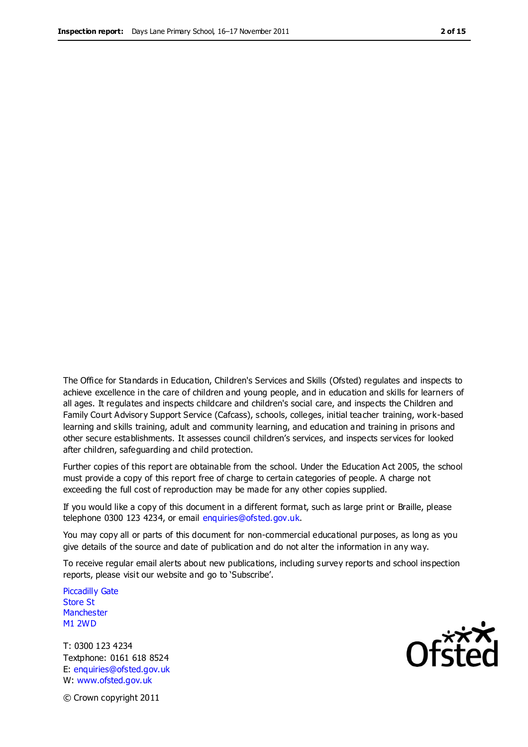The Office for Standards in Education, Children's Services and Skills (Ofsted) regulates and inspects to achieve excellence in the care of children and young people, and in education and skills for learners of all ages. It regulates and inspects childcare and children's social care, and inspects the Children and Family Court Advisory Support Service (Cafcass), schools, colleges, initial teacher training, work-based learning and skills training, adult and community learning, and education and training in prisons and other secure establishments. It assesses council children's services, and inspects services for looked after children, safeguarding and child protection.

Further copies of this report are obtainable from the school. Under the Education Act 2005, the school must provide a copy of this report free of charge to certain categories of people. A charge not exceeding the full cost of reproduction may be made for any other copies supplied.

If you would like a copy of this document in a different format, such as large print or Braille, please telephone 0300 123 4234, or email enquiries@ofsted.gov.uk.

You may copy all or parts of this document for non-commercial educational purposes, as long as you give details of the source and date of publication and do not alter the information in any way.

To receive regular email alerts about new publications, including survey reports and school inspection reports, please visit our website and go to 'Subscribe'.

Piccadilly Gate
Store St
Manchester
M1 2WD

T: 0300 123 4234
Textphone: 0161 618 8524
E: enquiries@ofsted.gov.uk
W: www.ofsted.gov.uk

© Crown copyright 2011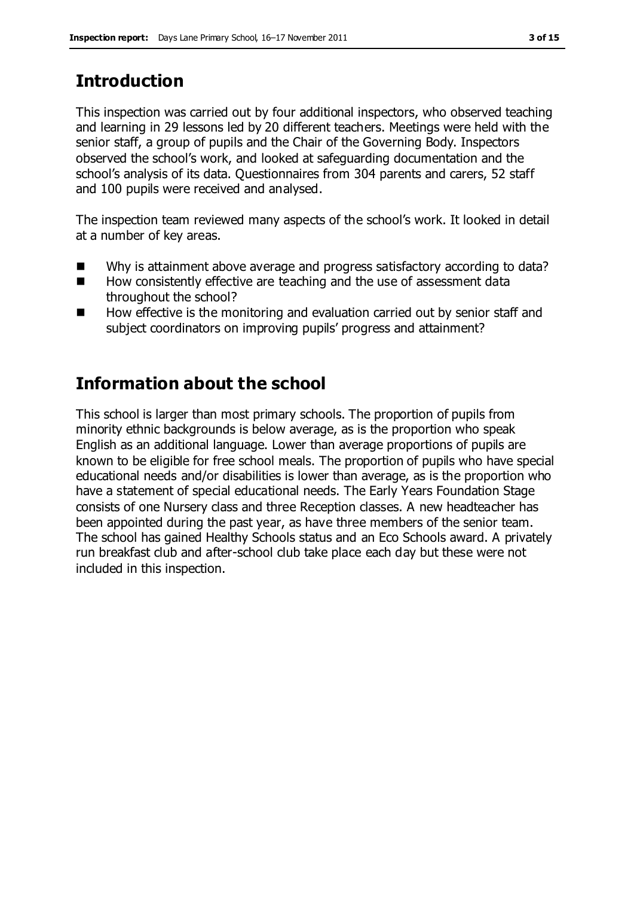## Introduction

This inspection was carried out by four additional inspectors, who observed teaching and learning in 29 lessons led by 20 different teachers. Meetings were held with the senior staff, a group of pupils and the Chair of the Governing Body. Inspectors observed the school's work, and looked at safeguarding documentation and the school's analysis of its data. Questionnaires from 304 parents and carers, 52 staff and 100 pupils were received and analysed.

The inspection team reviewed many aspects of the school's work. It looked in detail at a number of key areas.

- Why is attainment above average and progress satisfactory according to data?
- How consistently effective are teaching and the use of assessment data throughout the school?
- How effective is the monitoring and evaluation carried out by senior staff and subject coordinators on improving pupils' progress and attainment?

## Information about the school

This school is larger than most primary schools. The proportion of pupils from minority ethnic backgrounds is below average, as is the proportion who speak English as an additional language. Lower than average proportions of pupils are known to be eligible for free school meals. The proportion of pupils who have special educational needs and/or disabilities is lower than average, as is the proportion who have a statement of special educational needs. The Early Years Foundation Stage consists of one Nursery class and three Reception classes. A new headteacher has been appointed during the past year, as have three members of the senior team. The school has gained Healthy Schools status and an Eco Schools award. A privately run breakfast club and after-school club take place each day but these were not included in this inspection.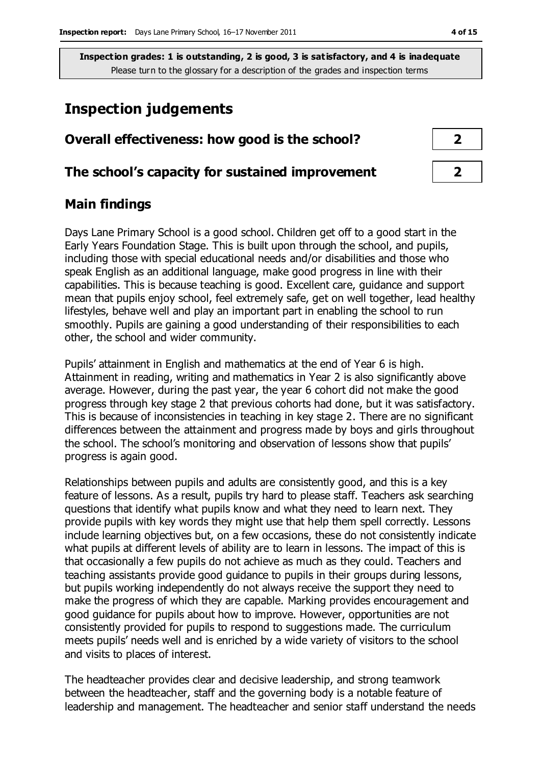**Inspection grades: 1 is outstanding, 2 is good, 3 is satisfactory, and 4 is inadequate**
Please turn to the glossary for a description of the grades and inspection terms

# Inspection judgements

| | |
|---|---|
| **Overall effectiveness: how good is the school?** | **2** |
| **The school's capacity for sustained improvement** | **2** |

## Main findings

Days Lane Primary School is a good school. Children get off to a good start in the Early Years Foundation Stage. This is built upon through the school, and pupils, including those with special educational needs and/or disabilities and those who speak English as an additional language, make good progress in line with their capabilities. This is because teaching is good. Excellent care, guidance and support mean that pupils enjoy school, feel extremely safe, get on well together, lead healthy lifestyles, behave well and play an important part in enabling the school to run smoothly. Pupils are gaining a good understanding of their responsibilities to each other, the school and wider community.

Pupils' attainment in English and mathematics at the end of Year 6 is high. Attainment in reading, writing and mathematics in Year 2 is also significantly above average. However, during the past year, the year 6 cohort did not make the good progress through key stage 2 that previous cohorts had done, but it was satisfactory. This is because of inconsistencies in teaching in key stage 2. There are no significant differences between the attainment and progress made by boys and girls throughout the school. The school's monitoring and observation of lessons show that pupils' progress is again good.

Relationships between pupils and adults are consistently good, and this is a key feature of lessons. As a result, pupils try hard to please staff. Teachers ask searching questions that identify what pupils know and what they need to learn next. They provide pupils with key words they might use that help them spell correctly. Lessons include learning objectives but, on a few occasions, these do not consistently indicate what pupils at different levels of ability are to learn in lessons. The impact of this is that occasionally a few pupils do not achieve as much as they could. Teachers and teaching assistants provide good guidance to pupils in their groups during lessons, but pupils working independently do not always receive the support they need to make the progress of which they are capable. Marking provides encouragement and good guidance for pupils about how to improve. However, opportunities are not consistently provided for pupils to respond to suggestions made. The curriculum meets pupils' needs well and is enriched by a wide variety of visitors to the school and visits to places of interest.

The headteacher provides clear and decisive leadership, and strong teamwork between the headteacher, staff and the governing body is a notable feature of leadership and management. The headteacher and senior staff understand the needs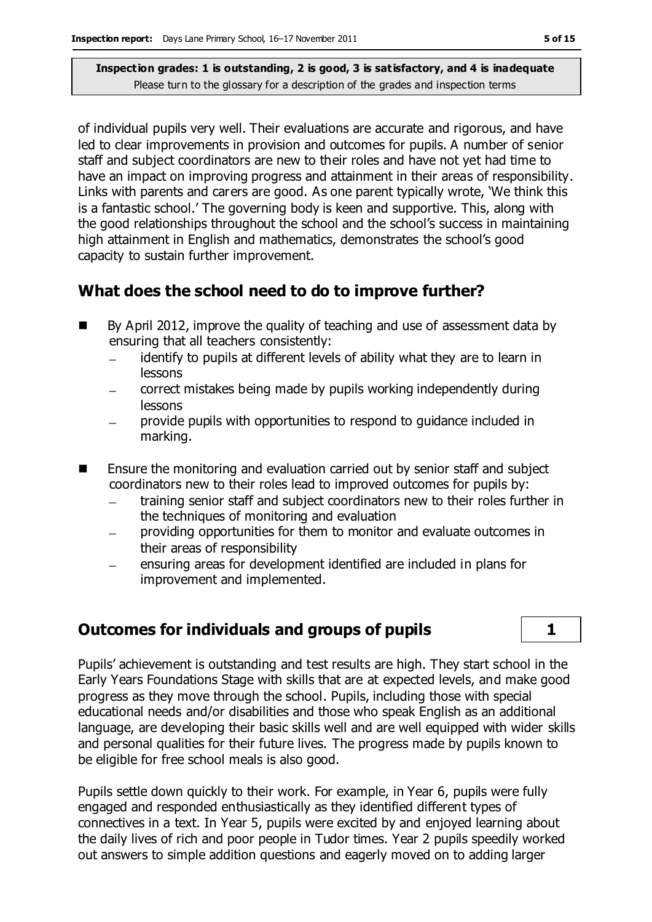of individual pupils very well. Their evaluations are accurate and rigorous, and have led to clear improvements in provision and outcomes for pupils. A number of senior staff and subject coordinators are new to their roles and have not yet had time to have an impact on improving progress and attainment in their areas of responsibility. Links with parents and carers are good. As one parent typically wrote, 'We think this is a fantastic school.' The governing body is keen and supportive. This, along with the good relationships throughout the school and the school's success in maintaining high attainment in English and mathematics, demonstrates the school's good capacity to sustain further improvement.

## What does the school need to do to improve further?

- By April 2012, improve the quality of teaching and use of assessment data by ensuring that all teachers consistently:
  - identify to pupils at different levels of ability what they are to learn in lessons
  - correct mistakes being made by pupils working independently during lessons
  - provide pupils with opportunities to respond to guidance included in marking.
- Ensure the monitoring and evaluation carried out by senior staff and subject coordinators new to their roles lead to improved outcomes for pupils by:
  - training senior staff and subject coordinators new to their roles further in the techniques of monitoring and evaluation
  - providing opportunities for them to monitor and evaluate outcomes in their areas of responsibility
  - ensuring areas for development identified are included in plans for improvement and implemented.

## Outcomes for individuals and groups of pupils — 1

Pupils' achievement is outstanding and test results are high. They start school in the Early Years Foundations Stage with skills that are at expected levels, and make good progress as they move through the school. Pupils, including those with special educational needs and/or disabilities and those who speak English as an additional language, are developing their basic skills well and are well equipped with wider skills and personal qualities for their future lives. The progress made by pupils known to be eligible for free school meals is also good.

Pupils settle down quickly to their work. For example, in Year 6, pupils were fully engaged and responded enthusiastically as they identified different types of connectives in a text. In Year 5, pupils were excited by and enjoyed learning about the daily lives of rich and poor people in Tudor times. Year 2 pupils speedily worked out answers to simple addition questions and eagerly moved on to adding larger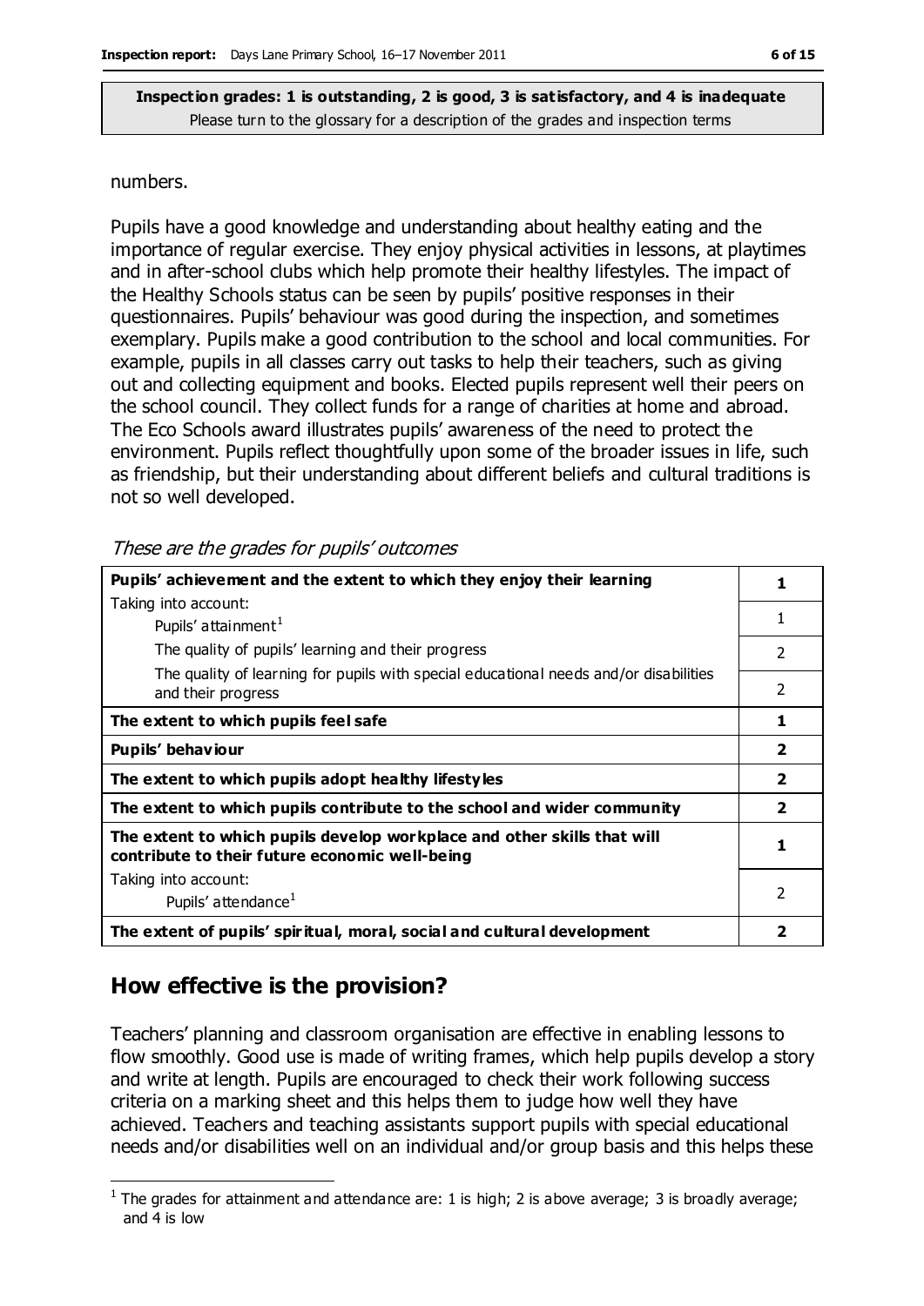**Inspection grades: 1 is outstanding, 2 is good, 3 is satisfactory, and 4 is inadequate**
Please turn to the glossary for a description of the grades and inspection terms

numbers.

Pupils have a good knowledge and understanding about healthy eating and the importance of regular exercise. They enjoy physical activities in lessons, at playtimes and in after-school clubs which help promote their healthy lifestyles. The impact of the Healthy Schools status can be seen by pupils' positive responses in their questionnaires. Pupils' behaviour was good during the inspection, and sometimes exemplary. Pupils make a good contribution to the school and local communities. For example, pupils in all classes carry out tasks to help their teachers, such as giving out and collecting equipment and books. Elected pupils represent well their peers on the school council. They collect funds for a range of charities at home and abroad. The Eco Schools award illustrates pupils' awareness of the need to protect the environment. Pupils reflect thoughtfully upon some of the broader issues in life, such as friendship, but their understanding about different beliefs and cultural traditions is not so well developed.

*These are the grades for pupils' outcomes*

| | |
|---|---|
| **Pupils' achievement and the extent to which they enjoy their learning** | **1** |
| Taking into account: Pupils' attainment[1] | 1 |
| The quality of pupils' learning and their progress | 2 |
| The quality of learning for pupils with special educational needs and/or disabilities and their progress | 2 |
| **The extent to which pupils feel safe** | **1** |
| **Pupils' behaviour** | **2** |
| **The extent to which pupils adopt healthy lifestyles** | **2** |
| **The extent to which pupils contribute to the school and wider community** | **2** |
| **The extent to which pupils develop workplace and other skills that will contribute to their future economic well-being** | **1** |
| Taking into account: Pupils' attendance[1] | 2 |
| **The extent of pupils' spiritual, moral, social and cultural development** | **2** |

## How effective is the provision?

Teachers' planning and classroom organisation are effective in enabling lessons to flow smoothly. Good use is made of writing frames, which help pupils develop a story and write at length. Pupils are encouraged to check their work following success criteria on a marking sheet and this helps them to judge how well they have achieved. Teachers and teaching assistants support pupils with special educational needs and/or disabilities well on an individual and/or group basis and this helps these

[1] The grades for attainment and attendance are: 1 is high; 2 is above average; 3 is broadly average; and 4 is low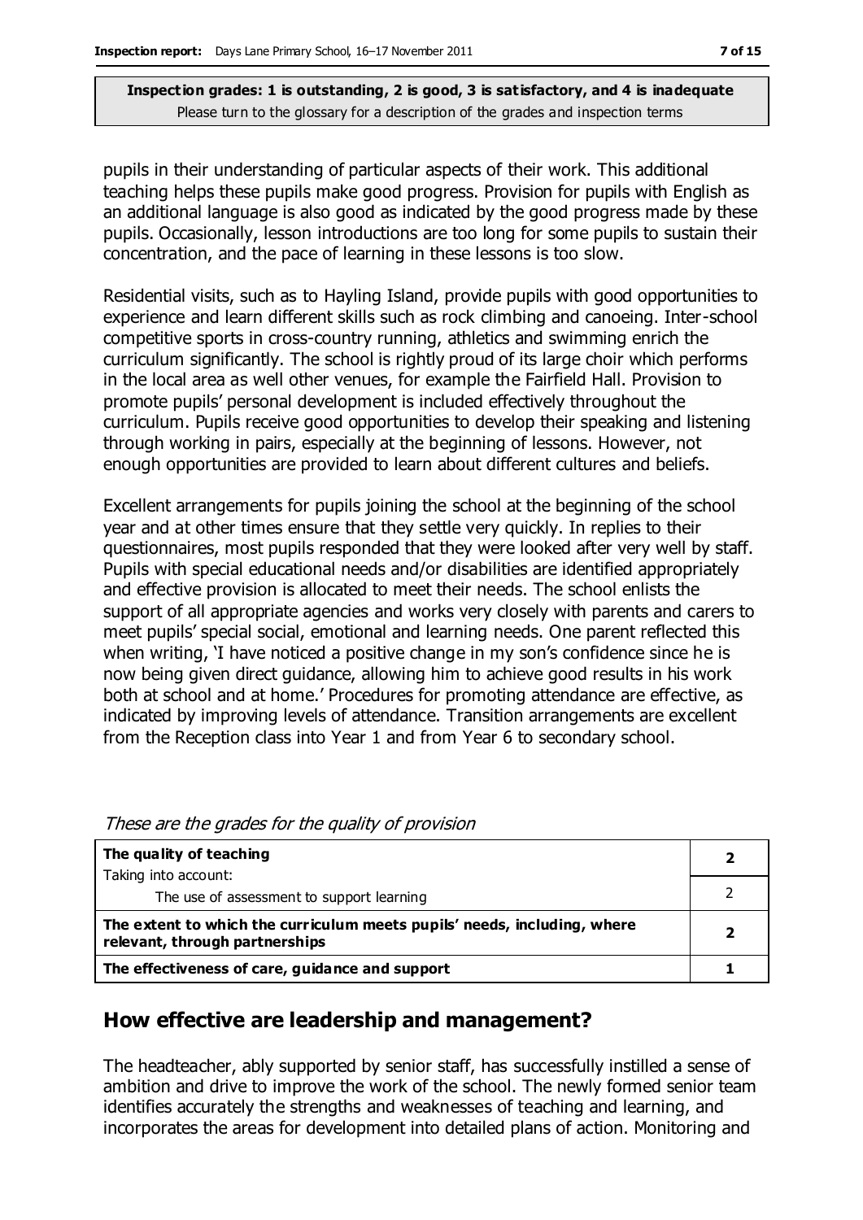pupils in their understanding of particular aspects of their work. This additional teaching helps these pupils make good progress. Provision for pupils with English as an additional language is also good as indicated by the good progress made by these pupils. Occasionally, lesson introductions are too long for some pupils to sustain their concentration, and the pace of learning in these lessons is too slow.

Residential visits, such as to Hayling Island, provide pupils with good opportunities to experience and learn different skills such as rock climbing and canoeing. Inter-school competitive sports in cross-country running, athletics and swimming enrich the curriculum significantly. The school is rightly proud of its large choir which performs in the local area as well other venues, for example the Fairfield Hall. Provision to promote pupils' personal development is included effectively throughout the curriculum. Pupils receive good opportunities to develop their speaking and listening through working in pairs, especially at the beginning of lessons. However, not enough opportunities are provided to learn about different cultures and beliefs.

Excellent arrangements for pupils joining the school at the beginning of the school year and at other times ensure that they settle very quickly. In replies to their questionnaires, most pupils responded that they were looked after very well by staff. Pupils with special educational needs and/or disabilities are identified appropriately and effective provision is allocated to meet their needs. The school enlists the support of all appropriate agencies and works very closely with parents and carers to meet pupils' special social, emotional and learning needs. One parent reflected this when writing, 'I have noticed a positive change in my son's confidence since he is now being given direct guidance, allowing him to achieve good results in his work both at school and at home.' Procedures for promoting attendance are effective, as indicated by improving levels of attendance. Transition arrangements are excellent from the Reception class into Year 1 and from Year 6 to secondary school.

*These are the grades for the quality of provision*

| | |
|---|---|
| **The quality of teaching**<br>Taking into account: | **2** |
| The use of assessment to support learning | 2 |
| **The extent to which the curriculum meets pupils' needs, including, where relevant, through partnerships** | **2** |
| **The effectiveness of care, guidance and support** | **1** |

## How effective are leadership and management?

The headteacher, ably supported by senior staff, has successfully instilled a sense of ambition and drive to improve the work of the school. The newly formed senior team identifies accurately the strengths and weaknesses of teaching and learning, and incorporates the areas for development into detailed plans of action. Monitoring and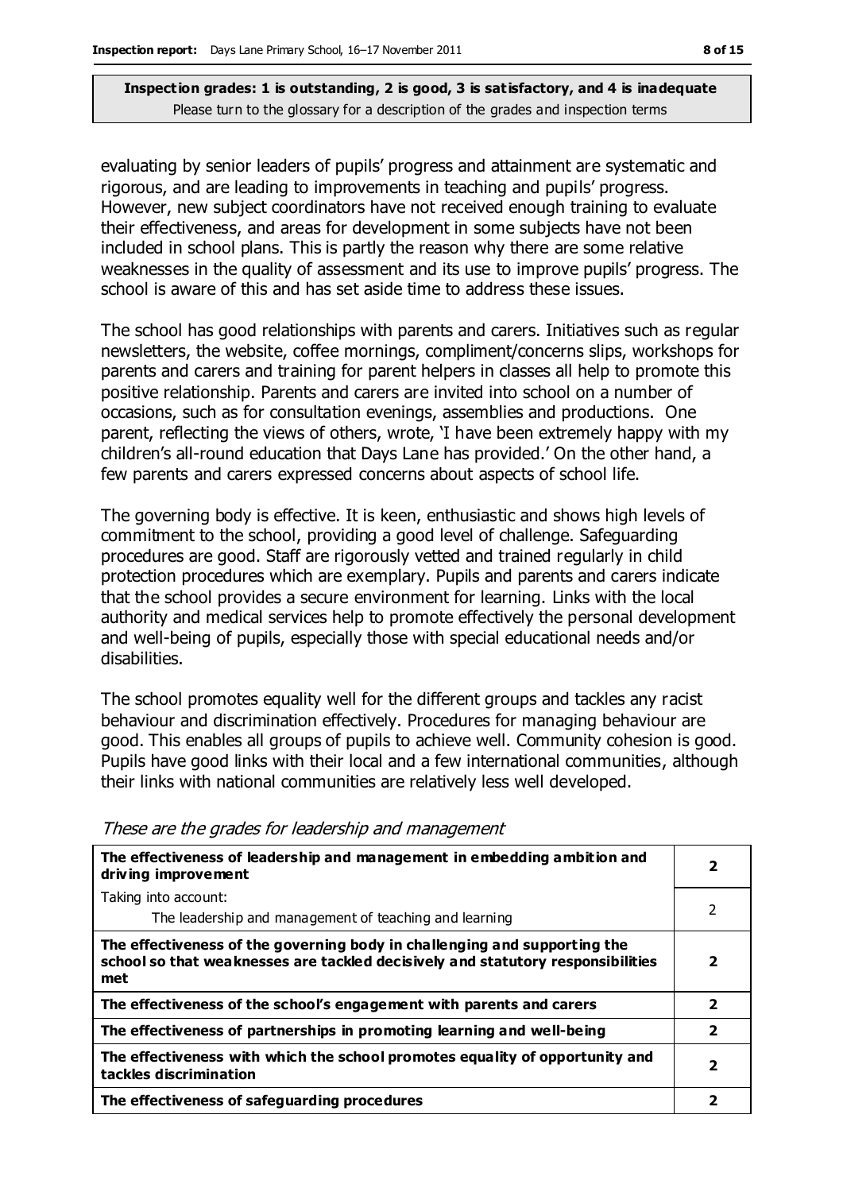**Inspection grades: 1 is outstanding, 2 is good, 3 is satisfactory, and 4 is inadequate**
Please turn to the glossary for a description of the grades and inspection terms

evaluating by senior leaders of pupils' progress and attainment are systematic and rigorous, and are leading to improvements in teaching and pupils' progress. However, new subject coordinators have not received enough training to evaluate their effectiveness, and areas for development in some subjects have not been included in school plans. This is partly the reason why there are some relative weaknesses in the quality of assessment and its use to improve pupils' progress. The school is aware of this and has set aside time to address these issues.

The school has good relationships with parents and carers. Initiatives such as regular newsletters, the website, coffee mornings, compliment/concerns slips, workshops for parents and carers and training for parent helpers in classes all help to promote this positive relationship. Parents and carers are invited into school on a number of occasions, such as for consultation evenings, assemblies and productions. One parent, reflecting the views of others, wrote, 'I have been extremely happy with my children's all-round education that Days Lane has provided.' On the other hand, a few parents and carers expressed concerns about aspects of school life.

The governing body is effective. It is keen, enthusiastic and shows high levels of commitment to the school, providing a good level of challenge. Safeguarding procedures are good. Staff are rigorously vetted and trained regularly in child protection procedures which are exemplary. Pupils and parents and carers indicate that the school provides a secure environment for learning. Links with the local authority and medical services help to promote effectively the personal development and well-being of pupils, especially those with special educational needs and/or disabilities.

The school promotes equality well for the different groups and tackles any racist behaviour and discrimination effectively. Procedures for managing behaviour are good. This enables all groups of pupils to achieve well. Community cohesion is good. Pupils have good links with their local and a few international communities, although their links with national communities are relatively less well developed.

*These are the grades for leadership and management*

| | |
|---|---|
| **The effectiveness of leadership and management in embedding ambition and driving improvement** | **2** |
| Taking into account:<br>The leadership and management of teaching and learning | 2 |
| **The effectiveness of the governing body in challenging and supporting the school so that weaknesses are tackled decisively and statutory responsibilities met** | **2** |
| **The effectiveness of the school's engagement with parents and carers** | **2** |
| **The effectiveness of partnerships in promoting learning and well-being** | **2** |
| **The effectiveness with which the school promotes equality of opportunity and tackles discrimination** | **2** |
| **The effectiveness of safeguarding procedures** | **2** |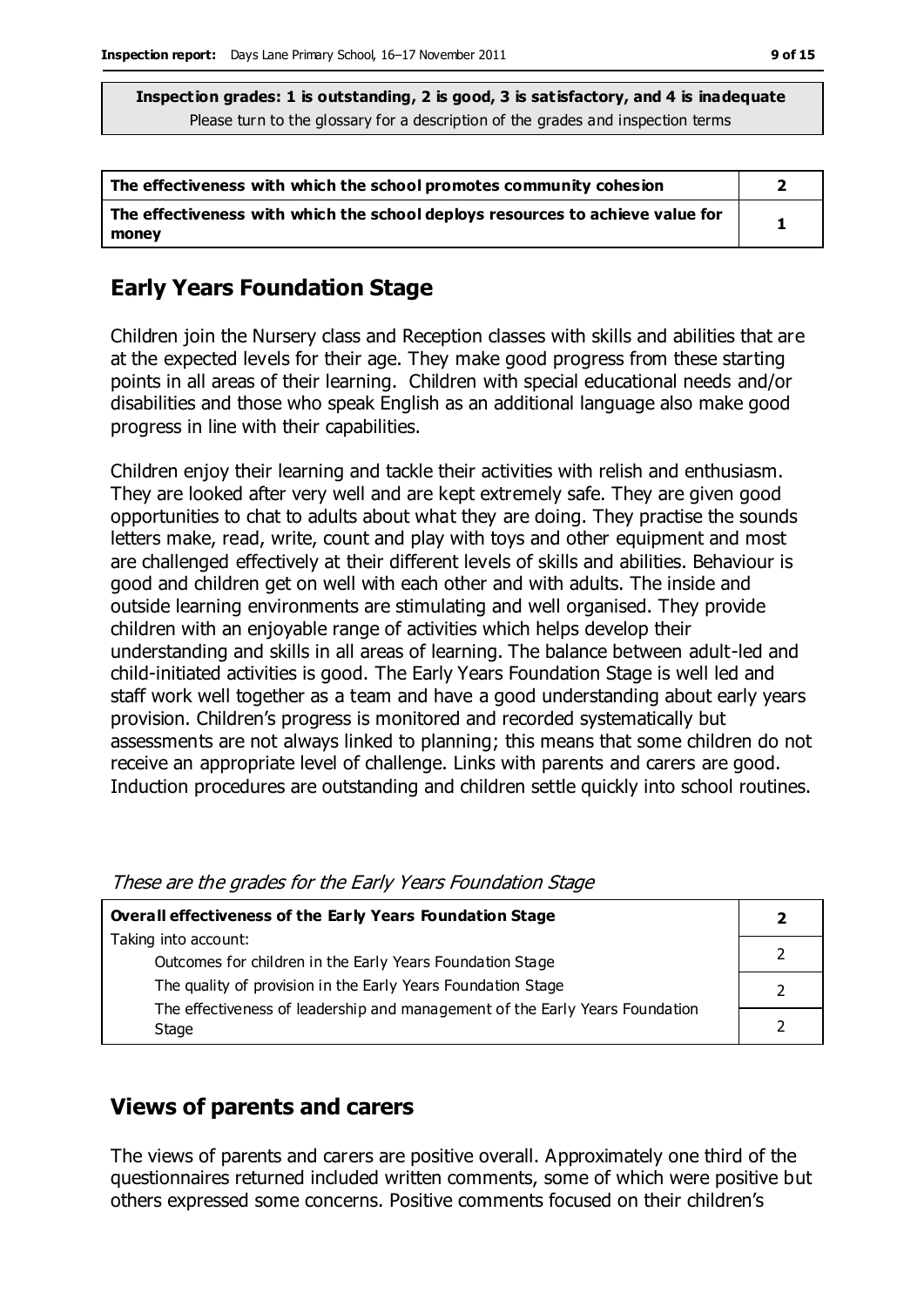**Inspection grades: 1 is outstanding, 2 is good, 3 is satisfactory, and 4 is inadequate**
Please turn to the glossary for a description of the grades and inspection terms

| | |
|---|---|
| **The effectiveness with which the school promotes community cohesion** | **2** |
| **The effectiveness with which the school deploys resources to achieve value for money** | **1** |

## Early Years Foundation Stage

Children join the Nursery class and Reception classes with skills and abilities that are at the expected levels for their age. They make good progress from these starting points in all areas of their learning. Children with special educational needs and/or disabilities and those who speak English as an additional language also make good progress in line with their capabilities.

Children enjoy their learning and tackle their activities with relish and enthusiasm. They are looked after very well and are kept extremely safe. They are given good opportunities to chat to adults about what they are doing. They practise the sounds letters make, read, write, count and play with toys and other equipment and most are challenged effectively at their different levels of skills and abilities. Behaviour is good and children get on well with each other and with adults. The inside and outside learning environments are stimulating and well organised. They provide children with an enjoyable range of activities which helps develop their understanding and skills in all areas of learning. The balance between adult-led and child-initiated activities is good. The Early Years Foundation Stage is well led and staff work well together as a team and have a good understanding about early years provision. Children's progress is monitored and recorded systematically but assessments are not always linked to planning; this means that some children do not receive an appropriate level of challenge. Links with parents and carers are good. Induction procedures are outstanding and children settle quickly into school routines.

*These are the grades for the Early Years Foundation Stage*

| | |
|---|---|
| **Overall effectiveness of the Early Years Foundation Stage** | **2** |
| Taking into account: Outcomes for children in the Early Years Foundation Stage | 2 |
| The quality of provision in the Early Years Foundation Stage | 2 |
| The effectiveness of leadership and management of the Early Years Foundation Stage | 2 |

## Views of parents and carers

The views of parents and carers are positive overall. Approximately one third of the questionnaires returned included written comments, some of which were positive but others expressed some concerns. Positive comments focused on their children's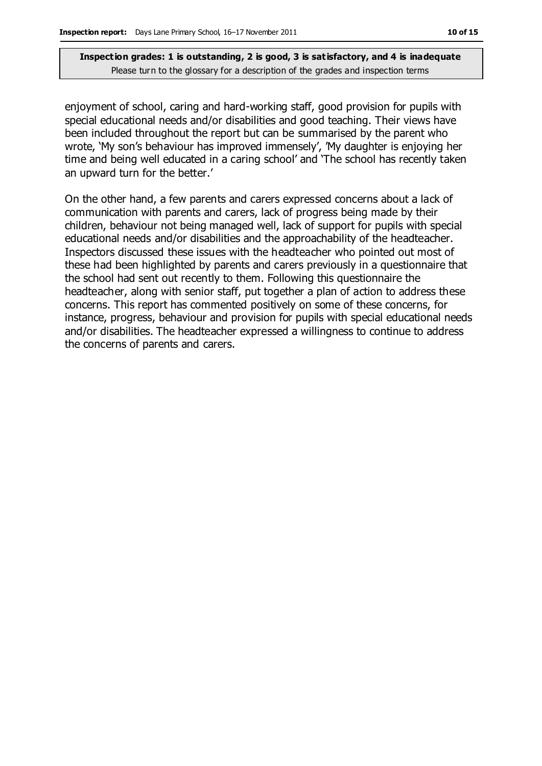enjoyment of school, caring and hard-working staff, good provision for pupils with special educational needs and/or disabilities and good teaching. Their views have been included throughout the report but can be summarised by the parent who wrote, 'My son's behaviour has improved immensely', 'My daughter is enjoying her time and being well educated in a caring school' and 'The school has recently taken an upward turn for the better.'

On the other hand, a few parents and carers expressed concerns about a lack of communication with parents and carers, lack of progress being made by their children, behaviour not being managed well, lack of support for pupils with special educational needs and/or disabilities and the approachability of the headteacher. Inspectors discussed these issues with the headteacher who pointed out most of these had been highlighted by parents and carers previously in a questionnaire that the school had sent out recently to them. Following this questionnaire the headteacher, along with senior staff, put together a plan of action to address these concerns. This report has commented positively on some of these concerns, for instance, progress, behaviour and provision for pupils with special educational needs and/or disabilities. The headteacher expressed a willingness to continue to address the concerns of parents and carers.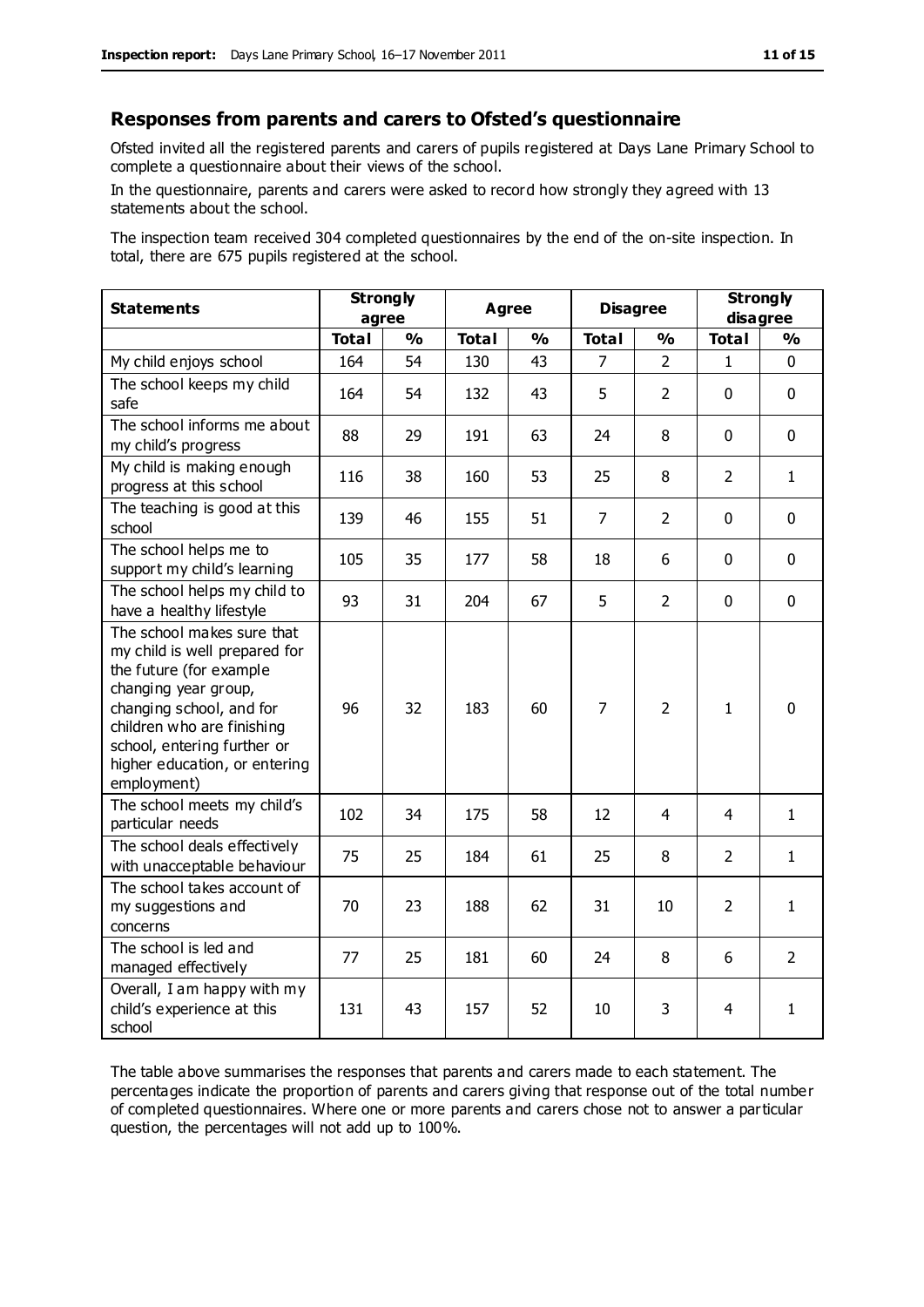## Responses from parents and carers to Ofsted's questionnaire

Ofsted invited all the registered parents and carers of pupils registered at Days Lane Primary School to complete a questionnaire about their views of the school.

In the questionnaire, parents and carers were asked to record how strongly they agreed with 13 statements about the school.

The inspection team received 304 completed questionnaires by the end of the on-site inspection. In total, there are 675 pupils registered at the school.

| Statements | Strongly agree | | Agree | | Disagree | | Strongly disagree | |
|---|---|---|---|---|---|---|---|---|
| | **Total** | **%** | **Total** | **%** | **Total** | **%** | **Total** | **%** |
| My child enjoys school | 164 | 54 | 130 | 43 | 7 | 2 | 1 | 0 |
| The school keeps my child safe | 164 | 54 | 132 | 43 | 5 | 2 | 0 | 0 |
| The school informs me about my child's progress | 88 | 29 | 191 | 63 | 24 | 8 | 0 | 0 |
| My child is making enough progress at this school | 116 | 38 | 160 | 53 | 25 | 8 | 2 | 1 |
| The teaching is good at this school | 139 | 46 | 155 | 51 | 7 | 2 | 0 | 0 |
| The school helps me to support my child's learning | 105 | 35 | 177 | 58 | 18 | 6 | 0 | 0 |
| The school helps my child to have a healthy lifestyle | 93 | 31 | 204 | 67 | 5 | 2 | 0 | 0 |
| The school makes sure that my child is well prepared for the future (for example changing year group, changing school, and for children who are finishing school, entering further or higher education, or entering employment) | 96 | 32 | 183 | 60 | 7 | 2 | 1 | 0 |
| The school meets my child's particular needs | 102 | 34 | 175 | 58 | 12 | 4 | 4 | 1 |
| The school deals effectively with unacceptable behaviour | 75 | 25 | 184 | 61 | 25 | 8 | 2 | 1 |
| The school takes account of my suggestions and concerns | 70 | 23 | 188 | 62 | 31 | 10 | 2 | 1 |
| The school is led and managed effectively | 77 | 25 | 181 | 60 | 24 | 8 | 6 | 2 |
| Overall, I am happy with my child's experience at this school | 131 | 43 | 157 | 52 | 10 | 3 | 4 | 1 |

The table above summarises the responses that parents and carers made to each statement. The percentages indicate the proportion of parents and carers giving that response out of the total number of completed questionnaires. Where one or more parents and carers chose not to answer a particular question, the percentages will not add up to 100%.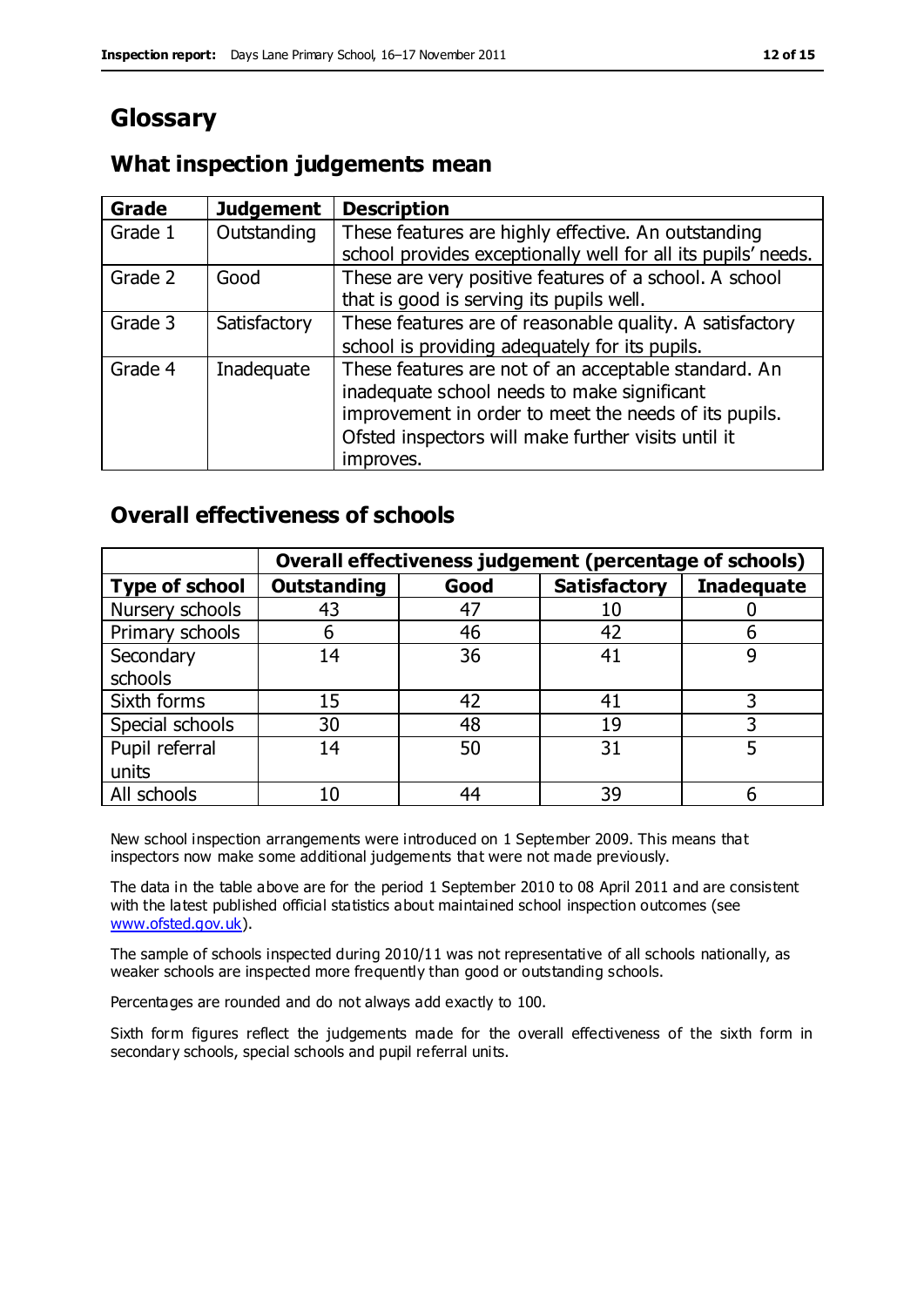# Glossary

## What inspection judgements mean

| Grade | Judgement | Description |
|---|---|---|
| Grade 1 | Outstanding | These features are highly effective. An outstanding school provides exceptionally well for all its pupils' needs. |
| Grade 2 | Good | These are very positive features of a school. A school that is good is serving its pupils well. |
| Grade 3 | Satisfactory | These features are of reasonable quality. A satisfactory school is providing adequately for its pupils. |
| Grade 4 | Inadequate | These features are not of an acceptable standard. An inadequate school needs to make significant improvement in order to meet the needs of its pupils. Ofsted inspectors will make further visits until it improves. |

## Overall effectiveness of schools

| | Overall effectiveness judgement (percentage of schools) | | | |
|---|---|---|---|---|
| **Type of school** | **Outstanding** | **Good** | **Satisfactory** | **Inadequate** |
| Nursery schools | 43 | 47 | 10 | 0 |
| Primary schools | 6 | 46 | 42 | 6 |
| Secondary schools | 14 | 36 | 41 | 9 |
| Sixth forms | 15 | 42 | 41 | 3 |
| Special schools | 30 | 48 | 19 | 3 |
| Pupil referral units | 14 | 50 | 31 | 5 |
| All schools | 10 | 44 | 39 | 6 |

New school inspection arrangements were introduced on 1 September 2009. This means that inspectors now make some additional judgements that were not made previously.

The data in the table above are for the period 1 September 2010 to 08 April 2011 and are consistent with the latest published official statistics about maintained school inspection outcomes (see www.ofsted.gov.uk).

The sample of schools inspected during 2010/11 was not representative of all schools nationally, as weaker schools are inspected more frequently than good or outstanding schools.

Percentages are rounded and do not always add exactly to 100.

Sixth form figures reflect the judgements made for the overall effectiveness of the sixth form in secondary schools, special schools and pupil referral units.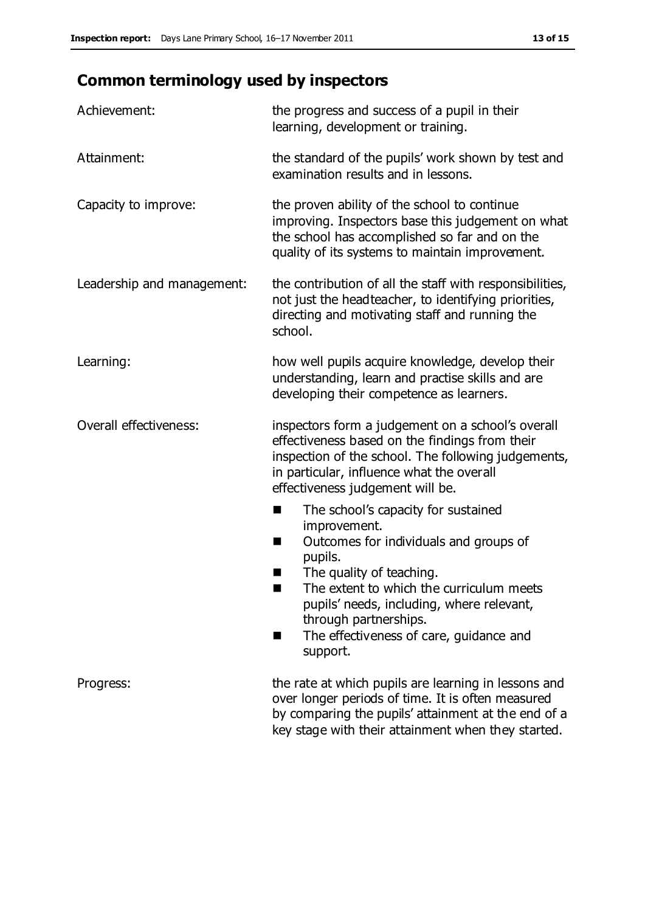## Common terminology used by inspectors

**Achievement:** the progress and success of a pupil in their learning, development or training.

**Attainment:** the standard of the pupils' work shown by test and examination results and in lessons.

**Capacity to improve:** the proven ability of the school to continue improving. Inspectors base this judgement on what the school has accomplished so far and on the quality of its systems to maintain improvement.

**Leadership and management:** the contribution of all the staff with responsibilities, not just the headteacher, to identifying priorities, directing and motivating staff and running the school.

**Learning:** how well pupils acquire knowledge, develop their understanding, learn and practise skills and are developing their competence as learners.

**Overall effectiveness:** inspectors form a judgement on a school's overall effectiveness based on the findings from their inspection of the school. The following judgements, in particular, influence what the overall effectiveness judgement will be.

- The school's capacity for sustained improvement.
- Outcomes for individuals and groups of pupils.
- The quality of teaching.
- The extent to which the curriculum meets pupils' needs, including, where relevant, through partnerships.
- The effectiveness of care, guidance and support.

**Progress:** the rate at which pupils are learning in lessons and over longer periods of time. It is often measured by comparing the pupils' attainment at the end of a key stage with their attainment when they started.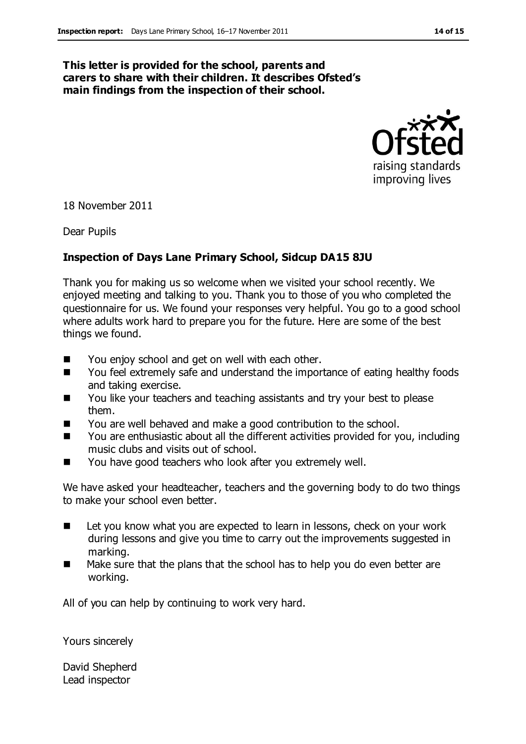**This letter is provided for the school, parents and carers to share with their children. It describes Ofsted's main findings from the inspection of their school.**

18 November 2011

Dear Pupils

**Inspection of Days Lane Primary School, Sidcup DA15 8JU**

Thank you for making us so welcome when we visited your school recently. We enjoyed meeting and talking to you. Thank you to those of you who completed the questionnaire for us. We found your responses very helpful. You go to a good school where adults work hard to prepare you for the future. Here are some of the best things we found.

- You enjoy school and get on well with each other.
- You feel extremely safe and understand the importance of eating healthy foods and taking exercise.
- You like your teachers and teaching assistants and try your best to please them.
- You are well behaved and make a good contribution to the school.
- You are enthusiastic about all the different activities provided for you, including music clubs and visits out of school.
- You have good teachers who look after you extremely well.

We have asked your headteacher, teachers and the governing body to do two things to make your school even better.

- Let you know what you are expected to learn in lessons, check on your work during lessons and give you time to carry out the improvements suggested in marking.
- Make sure that the plans that the school has to help you do even better are working.

All of you can help by continuing to work very hard.

Yours sincerely

David Shepherd
Lead inspector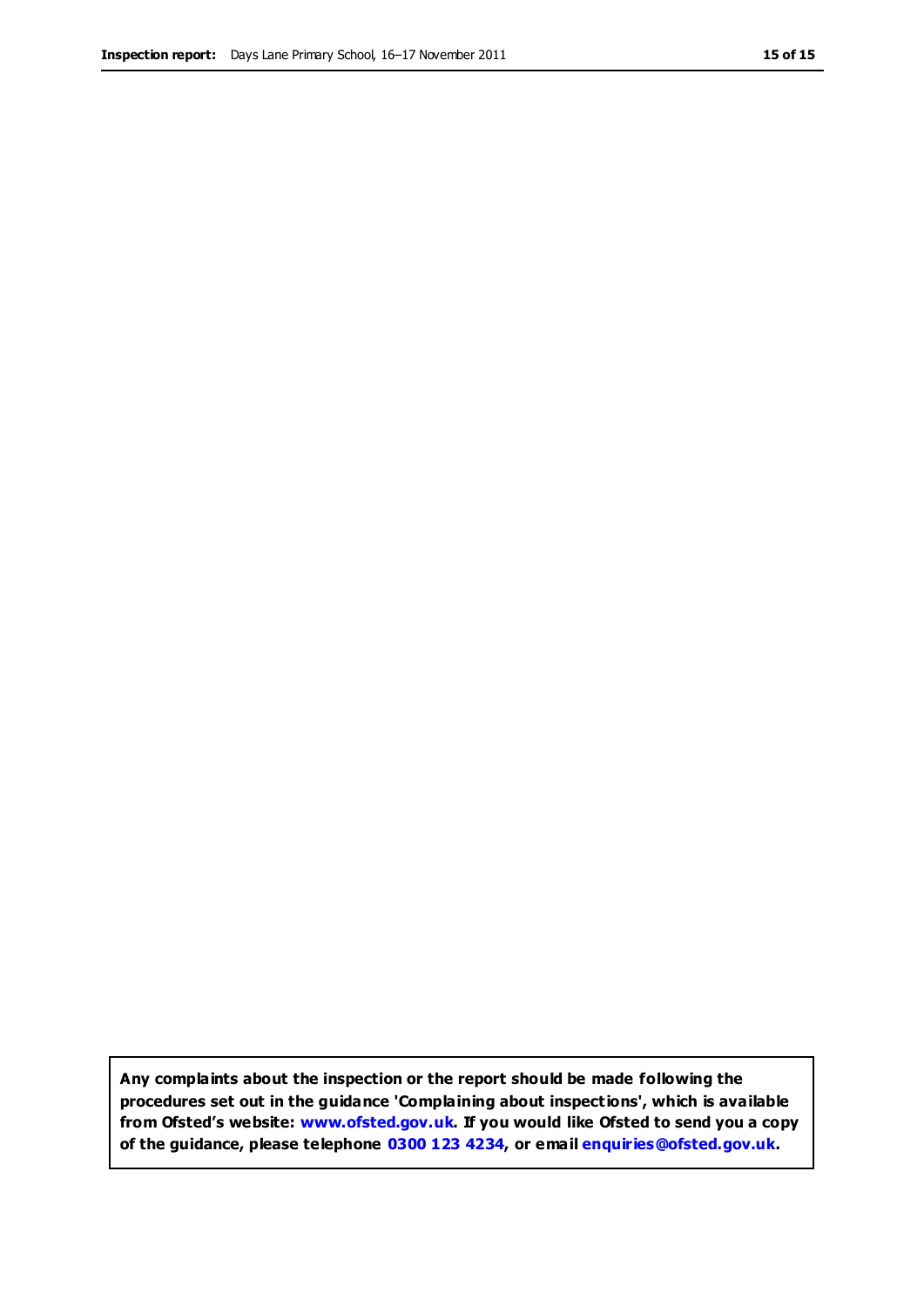**Any complaints about the inspection or the report should be made following the procedures set out in the guidance 'Complaining about inspections', which is available from Ofsted's website: www.ofsted.gov.uk. If you would like Ofsted to send you a copy of the guidance, please telephone 0300 123 4234, or email enquiries@ofsted.gov.uk.**